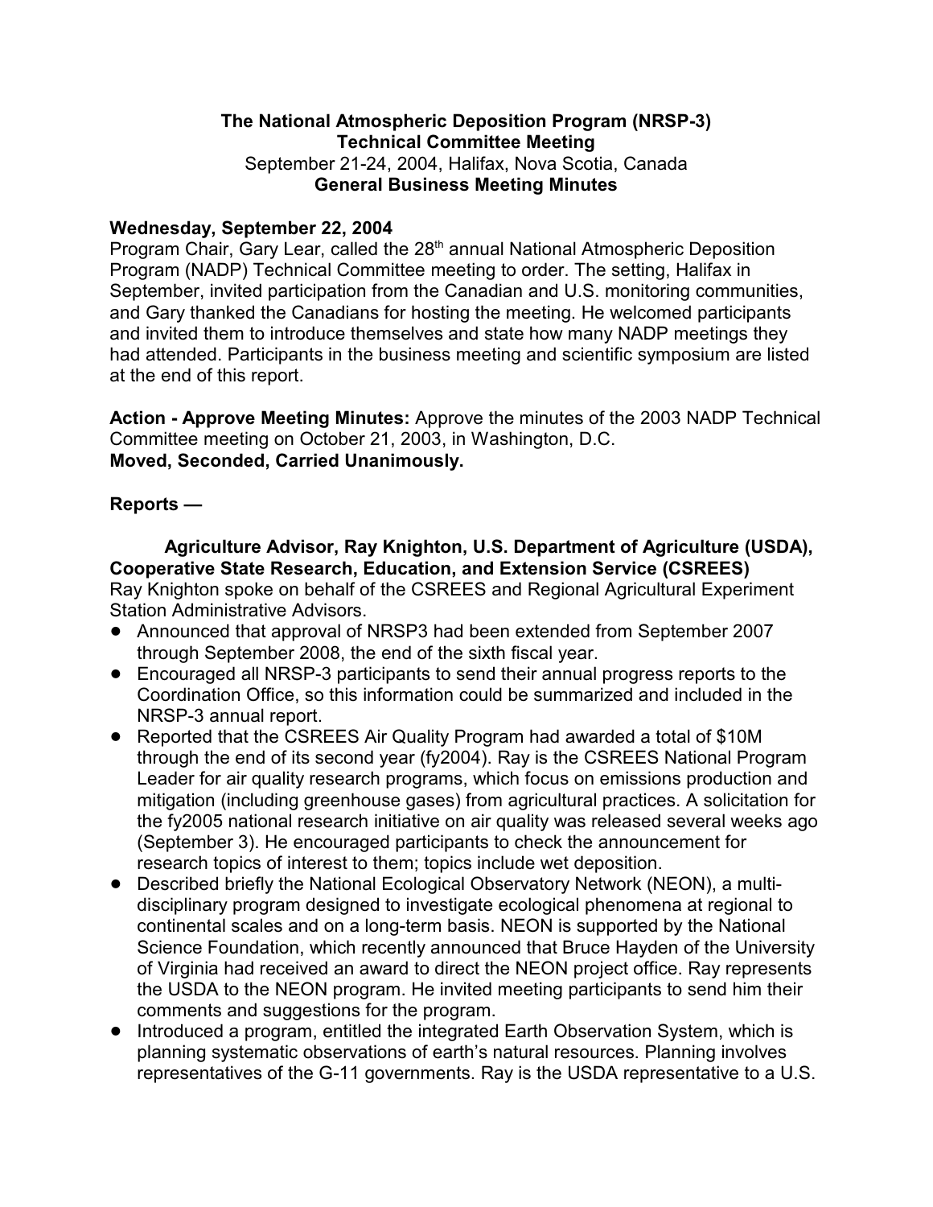**The National Atmospheric Deposition Program (NRSP-3)**
**Technical Committee Meeting**
September 21-24, 2004, Halifax, Nova Scotia, Canada
**General Business Meeting Minutes**

**Wednesday, September 22, 2004**

Program Chair, Gary Lear, called the 28th annual National Atmospheric Deposition Program (NADP) Technical Committee meeting to order. The setting, Halifax in September, invited participation from the Canadian and U.S. monitoring communities, and Gary thanked the Canadians for hosting the meeting. He welcomed participants and invited them to introduce themselves and state how many NADP meetings they had attended. Participants in the business meeting and scientific symposium are listed at the end of this report.

**Action - Approve Meeting Minutes:** Approve the minutes of the 2003 NADP Technical Committee meeting on October 21, 2003, in Washington, D.C.
**Moved, Seconded, Carried Unanimously.**

**Reports —**

**Agriculture Advisor, Ray Knighton, U.S. Department of Agriculture (USDA), Cooperative State Research, Education, and Extension Service (CSREES)**

Ray Knighton spoke on behalf of the CSREES and Regional Agricultural Experiment Station Administrative Advisors.

- Announced that approval of NRSP3 had been extended from September 2007 through September 2008, the end of the sixth fiscal year.
- Encouraged all NRSP-3 participants to send their annual progress reports to the Coordination Office, so this information could be summarized and included in the NRSP-3 annual report.
- Reported that the CSREES Air Quality Program had awarded a total of $10M through the end of its second year (fy2004). Ray is the CSREES National Program Leader for air quality research programs, which focus on emissions production and mitigation (including greenhouse gases) from agricultural practices. A solicitation for the fy2005 national research initiative on air quality was released several weeks ago (September 3). He encouraged participants to check the announcement for research topics of interest to them; topics include wet deposition.
- Described briefly the National Ecological Observatory Network (NEON), a multi-disciplinary program designed to investigate ecological phenomena at regional to continental scales and on a long-term basis. NEON is supported by the National Science Foundation, which recently announced that Bruce Hayden of the University of Virginia had received an award to direct the NEON project office. Ray represents the USDA to the NEON program. He invited meeting participants to send him their comments and suggestions for the program.
- Introduced a program, entitled the integrated Earth Observation System, which is planning systematic observations of earth's natural resources. Planning involves representatives of the G-11 governments. Ray is the USDA representative to a U.S.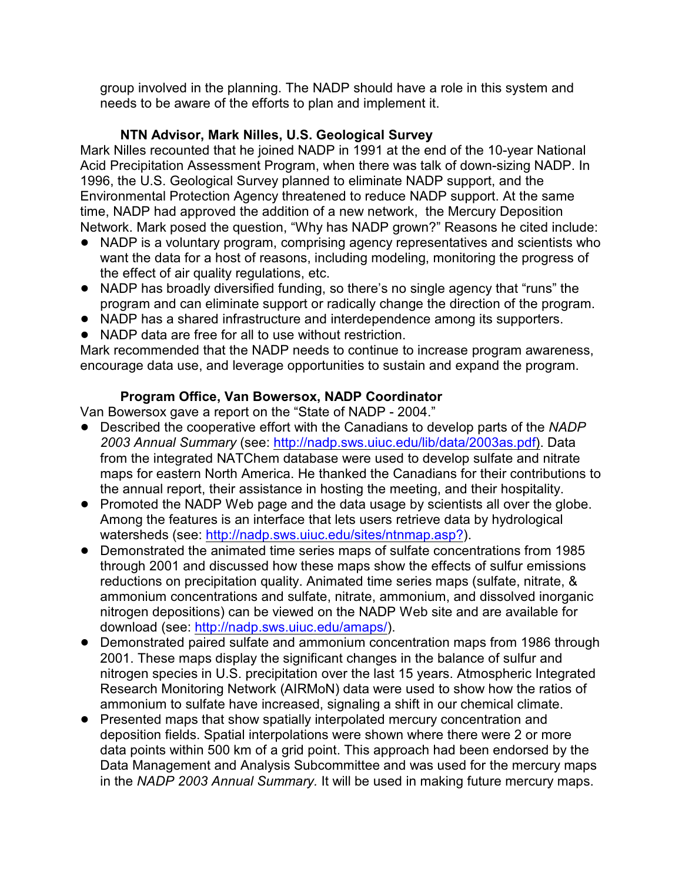group involved in the planning. The NADP should have a role in this system and needs to be aware of the efforts to plan and implement it.

**NTN Advisor, Mark Nilles, U.S. Geological Survey**

Mark Nilles recounted that he joined NADP in 1991 at the end of the 10-year National Acid Precipitation Assessment Program, when there was talk of down-sizing NADP. In 1996, the U.S. Geological Survey planned to eliminate NADP support, and the Environmental Protection Agency threatened to reduce NADP support. At the same time, NADP had approved the addition of a new network, the Mercury Deposition Network. Mark posed the question, "Why has NADP grown?" Reasons he cited include:

- NADP is a voluntary program, comprising agency representatives and scientists who want the data for a host of reasons, including modeling, monitoring the progress of the effect of air quality regulations, etc.
- NADP has broadly diversified funding, so there's no single agency that "runs" the program and can eliminate support or radically change the direction of the program.
- NADP has a shared infrastructure and interdependence among its supporters.
- NADP data are free for all to use without restriction.

Mark recommended that the NADP needs to continue to increase program awareness, encourage data use, and leverage opportunities to sustain and expand the program.

**Program Office, Van Bowersox, NADP Coordinator**

Van Bowersox gave a report on the "State of NADP - 2004."

- Described the cooperative effort with the Canadians to develop parts of the *NADP 2003 Annual Summary* (see: http://nadp.sws.uiuc.edu/lib/data/2003as.pdf). Data from the integrated NATChem database were used to develop sulfate and nitrate maps for eastern North America. He thanked the Canadians for their contributions to the annual report, their assistance in hosting the meeting, and their hospitality.
- Promoted the NADP Web page and the data usage by scientists all over the globe. Among the features is an interface that lets users retrieve data by hydrological watersheds (see: http://nadp.sws.uiuc.edu/sites/ntnmap.asp?).
- Demonstrated the animated time series maps of sulfate concentrations from 1985 through 2001 and discussed how these maps show the effects of sulfur emissions reductions on precipitation quality. Animated time series maps (sulfate, nitrate, & ammonium concentrations and sulfate, nitrate, ammonium, and dissolved inorganic nitrogen depositions) can be viewed on the NADP Web site and are available for download (see: http://nadp.sws.uiuc.edu/amaps/).
- Demonstrated paired sulfate and ammonium concentration maps from 1986 through 2001. These maps display the significant changes in the balance of sulfur and nitrogen species in U.S. precipitation over the last 15 years. Atmospheric Integrated Research Monitoring Network (AIRMoN) data were used to show how the ratios of ammonium to sulfate have increased, signaling a shift in our chemical climate.
- Presented maps that show spatially interpolated mercury concentration and deposition fields. Spatial interpolations were shown where there were 2 or more data points within 500 km of a grid point. This approach had been endorsed by the Data Management and Analysis Subcommittee and was used for the mercury maps in the *NADP 2003 Annual Summary.* It will be used in making future mercury maps.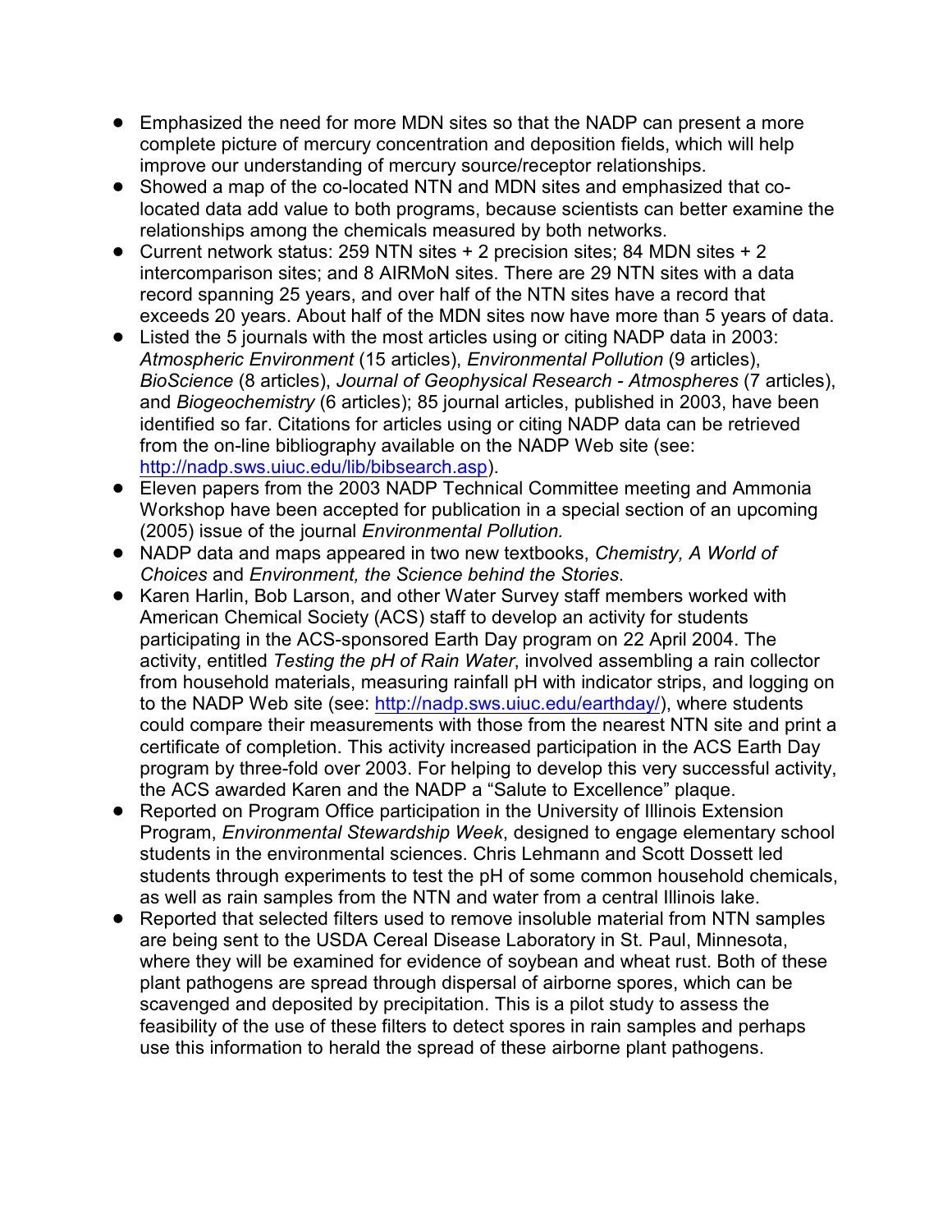- Emphasized the need for more MDN sites so that the NADP can present a more complete picture of mercury concentration and deposition fields, which will help improve our understanding of mercury source/receptor relationships.
- Showed a map of the co-located NTN and MDN sites and emphasized that co-located data add value to both programs, because scientists can better examine the relationships among the chemicals measured by both networks.
- Current network status: 259 NTN sites + 2 precision sites; 84 MDN sites + 2 intercomparison sites; and 8 AIRMoN sites. There are 29 NTN sites with a data record spanning 25 years, and over half of the NTN sites have a record that exceeds 20 years. About half of the MDN sites now have more than 5 years of data.
- Listed the 5 journals with the most articles using or citing NADP data in 2003: *Atmospheric Environment* (15 articles), *Environmental Pollution* (9 articles), *BioScience* (8 articles), *Journal of Geophysical Research - Atmospheres* (7 articles), and *Biogeochemistry* (6 articles); 85 journal articles, published in 2003, have been identified so far. Citations for articles using or citing NADP data can be retrieved from the on-line bibliography available on the NADP Web site (see: http://nadp.sws.uiuc.edu/lib/bibsearch.asp).
- Eleven papers from the 2003 NADP Technical Committee meeting and Ammonia Workshop have been accepted for publication in a special section of an upcoming (2005) issue of the journal *Environmental Pollution.*
- NADP data and maps appeared in two new textbooks, *Chemistry, A World of Choices* and *Environment, the Science behind the Stories*.
- Karen Harlin, Bob Larson, and other Water Survey staff members worked with American Chemical Society (ACS) staff to develop an activity for students participating in the ACS-sponsored Earth Day program on 22 April 2004. The activity, entitled *Testing the pH of Rain Water*, involved assembling a rain collector from household materials, measuring rainfall pH with indicator strips, and logging on to the NADP Web site (see: http://nadp.sws.uiuc.edu/earthday/), where students could compare their measurements with those from the nearest NTN site and print a certificate of completion. This activity increased participation in the ACS Earth Day program by three-fold over 2003. For helping to develop this very successful activity, the ACS awarded Karen and the NADP a "Salute to Excellence" plaque.
- Reported on Program Office participation in the University of Illinois Extension Program, *Environmental Stewardship Week*, designed to engage elementary school students in the environmental sciences. Chris Lehmann and Scott Dossett led students through experiments to test the pH of some common household chemicals, as well as rain samples from the NTN and water from a central Illinois lake.
- Reported that selected filters used to remove insoluble material from NTN samples are being sent to the USDA Cereal Disease Laboratory in St. Paul, Minnesota, where they will be examined for evidence of soybean and wheat rust. Both of these plant pathogens are spread through dispersal of airborne spores, which can be scavenged and deposited by precipitation. This is a pilot study to assess the feasibility of the use of these filters to detect spores in rain samples and perhaps use this information to herald the spread of these airborne plant pathogens.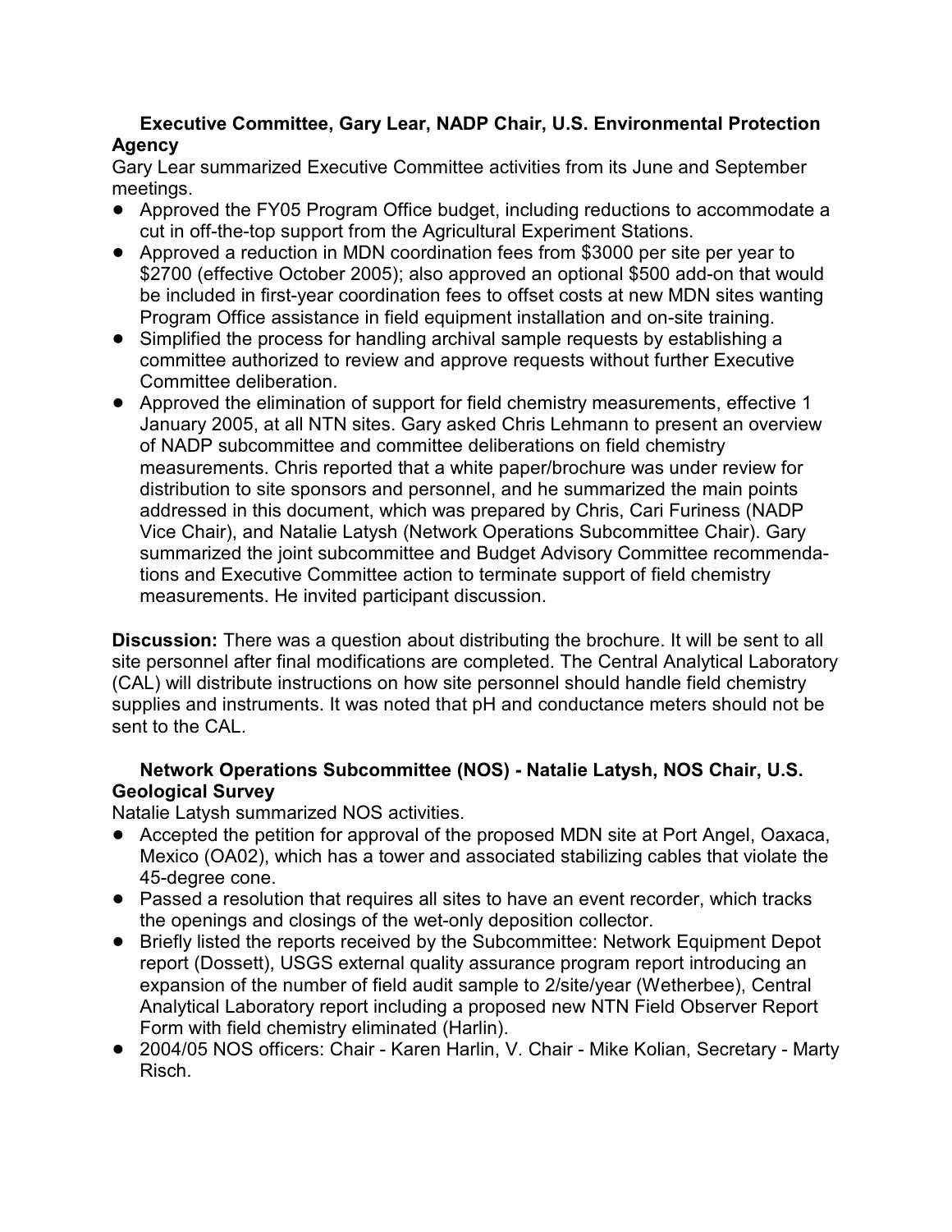**Executive Committee, Gary Lear, NADP Chair, U.S. Environmental Protection Agency**

Gary Lear summarized Executive Committee activities from its June and September meetings.

- Approved the FY05 Program Office budget, including reductions to accommodate a cut in off-the-top support from the Agricultural Experiment Stations.
- Approved a reduction in MDN coordination fees from $3000 per site per year to $2700 (effective October 2005); also approved an optional $500 add-on that would be included in first-year coordination fees to offset costs at new MDN sites wanting Program Office assistance in field equipment installation and on-site training.
- Simplified the process for handling archival sample requests by establishing a committee authorized to review and approve requests without further Executive Committee deliberation.
- Approved the elimination of support for field chemistry measurements, effective 1 January 2005, at all NTN sites. Gary asked Chris Lehmann to present an overview of NADP subcommittee and committee deliberations on field chemistry measurements. Chris reported that a white paper/brochure was under review for distribution to site sponsors and personnel, and he summarized the main points addressed in this document, which was prepared by Chris, Cari Furiness (NADP Vice Chair), and Natalie Latysh (Network Operations Subcommittee Chair). Gary summarized the joint subcommittee and Budget Advisory Committee recommendations and Executive Committee action to terminate support of field chemistry measurements. He invited participant discussion.

**Discussion:** There was a question about distributing the brochure. It will be sent to all site personnel after final modifications are completed. The Central Analytical Laboratory (CAL) will distribute instructions on how site personnel should handle field chemistry supplies and instruments. It was noted that pH and conductance meters should not be sent to the CAL.

**Network Operations Subcommittee (NOS) - Natalie Latysh, NOS Chair, U.S. Geological Survey**

Natalie Latysh summarized NOS activities.

- Accepted the petition for approval of the proposed MDN site at Port Angel, Oaxaca, Mexico (OA02), which has a tower and associated stabilizing cables that violate the 45-degree cone.
- Passed a resolution that requires all sites to have an event recorder, which tracks the openings and closings of the wet-only deposition collector.
- Briefly listed the reports received by the Subcommittee: Network Equipment Depot report (Dossett), USGS external quality assurance program report introducing an expansion of the number of field audit sample to 2/site/year (Wetherbee), Central Analytical Laboratory report including a proposed new NTN Field Observer Report Form with field chemistry eliminated (Harlin).
- 2004/05 NOS officers: Chair - Karen Harlin, V. Chair - Mike Kolian, Secretary - Marty Risch.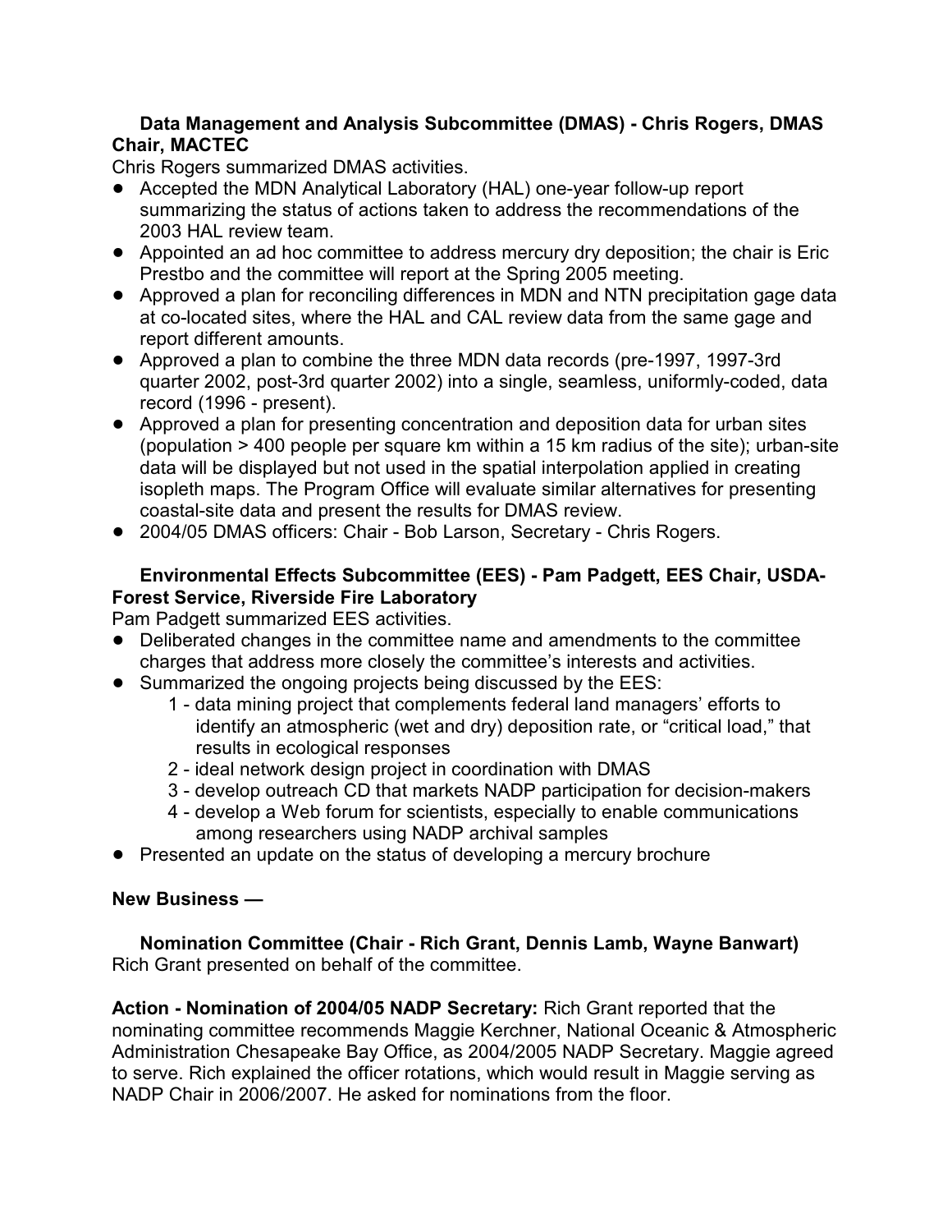**Data Management and Analysis Subcommittee (DMAS) - Chris Rogers, DMAS Chair, MACTEC**

Chris Rogers summarized DMAS activities.

- Accepted the MDN Analytical Laboratory (HAL) one-year follow-up report summarizing the status of actions taken to address the recommendations of the 2003 HAL review team.
- Appointed an ad hoc committee to address mercury dry deposition; the chair is Eric Prestbo and the committee will report at the Spring 2005 meeting.
- Approved a plan for reconciling differences in MDN and NTN precipitation gage data at co-located sites, where the HAL and CAL review data from the same gage and report different amounts.
- Approved a plan to combine the three MDN data records (pre-1997, 1997-3rd quarter 2002, post-3rd quarter 2002) into a single, seamless, uniformly-coded, data record (1996 - present).
- Approved a plan for presenting concentration and deposition data for urban sites (population > 400 people per square km within a 15 km radius of the site); urban-site data will be displayed but not used in the spatial interpolation applied in creating isopleth maps. The Program Office will evaluate similar alternatives for presenting coastal-site data and present the results for DMAS review.
- 2004/05 DMAS officers: Chair - Bob Larson, Secretary - Chris Rogers.

**Environmental Effects Subcommittee (EES) - Pam Padgett, EES Chair, USDA-Forest Service, Riverside Fire Laboratory**

Pam Padgett summarized EES activities.

- Deliberated changes in the committee name and amendments to the committee charges that address more closely the committee's interests and activities.
- Summarized the ongoing projects being discussed by the EES:
  1 - data mining project that complements federal land managers' efforts to identify an atmospheric (wet and dry) deposition rate, or "critical load," that results in ecological responses
  2 - ideal network design project in coordination with DMAS
  3 - develop outreach CD that markets NADP participation for decision-makers
  4 - develop a Web forum for scientists, especially to enable communications among researchers using NADP archival samples
- Presented an update on the status of developing a mercury brochure

**New Business —**

**Nomination Committee (Chair - Rich Grant, Dennis Lamb, Wayne Banwart)**

Rich Grant presented on behalf of the committee.

**Action - Nomination of 2004/05 NADP Secretary:** Rich Grant reported that the nominating committee recommends Maggie Kerchner, National Oceanic & Atmospheric Administration Chesapeake Bay Office, as 2004/2005 NADP Secretary. Maggie agreed to serve. Rich explained the officer rotations, which would result in Maggie serving as NADP Chair in 2006/2007. He asked for nominations from the floor.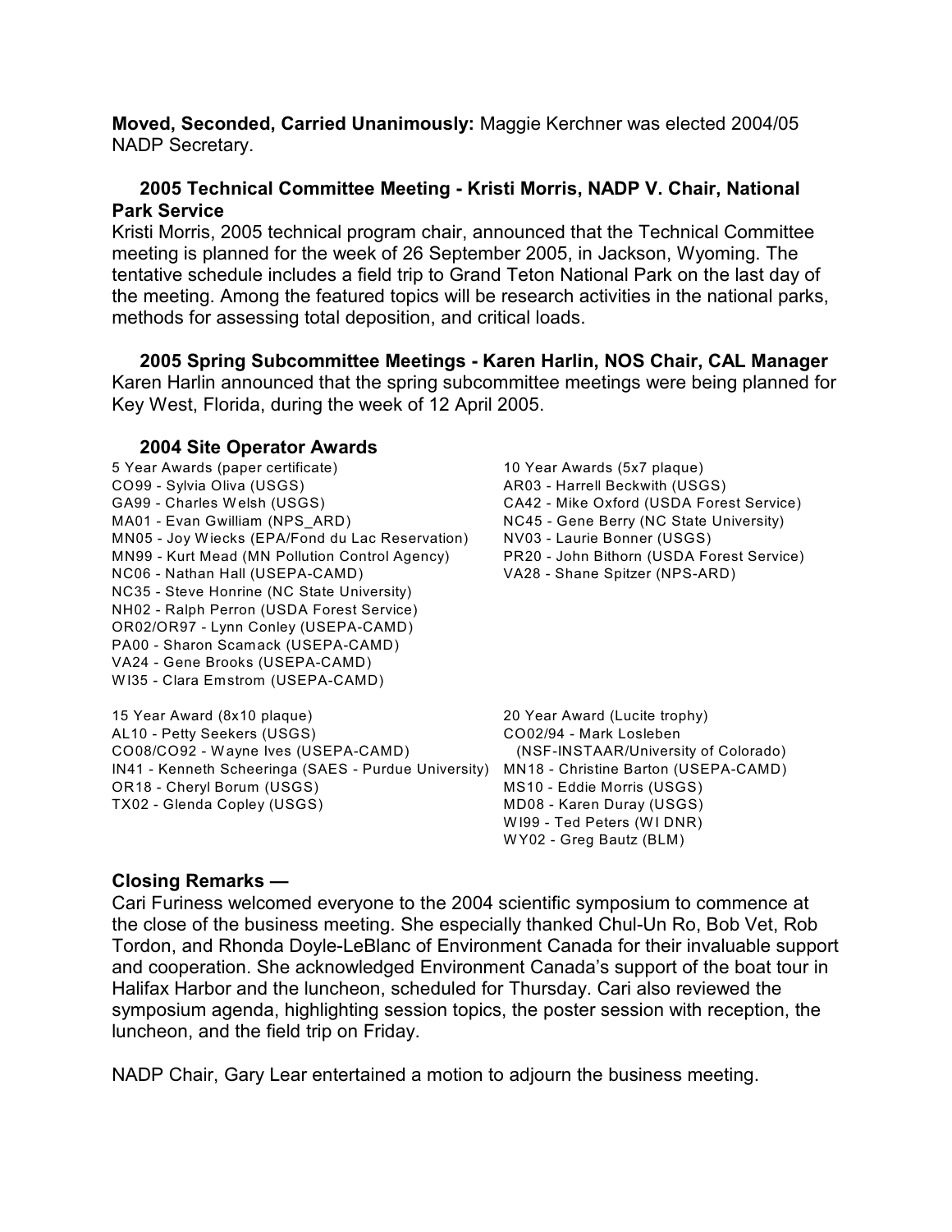**Moved, Seconded, Carried Unanimously:** Maggie Kerchner was elected 2004/05 NADP Secretary.

### 2005 Technical Committee Meeting - Kristi Morris, NADP V. Chair, National Park Service

Kristi Morris, 2005 technical program chair, announced that the Technical Committee meeting is planned for the week of 26 September 2005, in Jackson, Wyoming. The tentative schedule includes a field trip to Grand Teton National Park on the last day of the meeting. Among the featured topics will be research activities in the national parks, methods for assessing total deposition, and critical loads.

### 2005 Spring Subcommittee Meetings - Karen Harlin, NOS Chair, CAL Manager

Karen Harlin announced that the spring subcommittee meetings were being planned for Key West, Florida, during the week of 12 April 2005.

### 2004 Site Operator Awards

5 Year Awards (paper certificate)
- CO99 - Sylvia Oliva (USGS)
- GA99 - Charles Welsh (USGS)
- MA01 - Evan Gwilliam (NPS_ARD)
- MN05 - Joy Wiecks (EPA/Fond du Lac Reservation)
- MN99 - Kurt Mead (MN Pollution Control Agency)
- NC06 - Nathan Hall (USEPA-CAMD)
- NC35 - Steve Honrine (NC State University)
- NH02 - Ralph Perron (USDA Forest Service)
- OR02/OR97 - Lynn Conley (USEPA-CAMD)
- PA00 - Sharon Scamack (USEPA-CAMD)
- VA24 - Gene Brooks (USEPA-CAMD)
- WI35 - Clara Emstrom (USEPA-CAMD)

10 Year Awards (5x7 plaque)
- AR03 - Harrell Beckwith (USGS)
- CA42 - Mike Oxford (USDA Forest Service)
- NC45 - Gene Berry (NC State University)
- NV03 - Laurie Bonner (USGS)
- PR20 - John Bithorn (USDA Forest Service)
- VA28 - Shane Spitzer (NPS-ARD)

15 Year Award (8x10 plaque)
- AL10 - Petty Seekers (USGS)
- CO08/CO92 - Wayne Ives (USEPA-CAMD)
- IN41 - Kenneth Scheeringa (SAES - Purdue University)
- OR18 - Cheryl Borum (USGS)
- TX02 - Glenda Copley (USGS)

20 Year Award (Lucite trophy)
- CO02/94 - Mark Losleben (NSF-INSTAAR/University of Colorado)
- MN18 - Christine Barton (USEPA-CAMD)
- MS10 - Eddie Morris (USGS)
- MD08 - Karen Duray (USGS)
- WI99 - Ted Peters (WI DNR)
- WY02 - Greg Bautz (BLM)

## Closing Remarks —

Cari Furiness welcomed everyone to the 2004 scientific symposium to commence at the close of the business meeting. She especially thanked Chul-Un Ro, Bob Vet, Rob Tordon, and Rhonda Doyle-LeBlanc of Environment Canada for their invaluable support and cooperation. She acknowledged Environment Canada's support of the boat tour in Halifax Harbor and the luncheon, scheduled for Thursday. Cari also reviewed the symposium agenda, highlighting session topics, the poster session with reception, the luncheon, and the field trip on Friday.

NADP Chair, Gary Lear entertained a motion to adjourn the business meeting.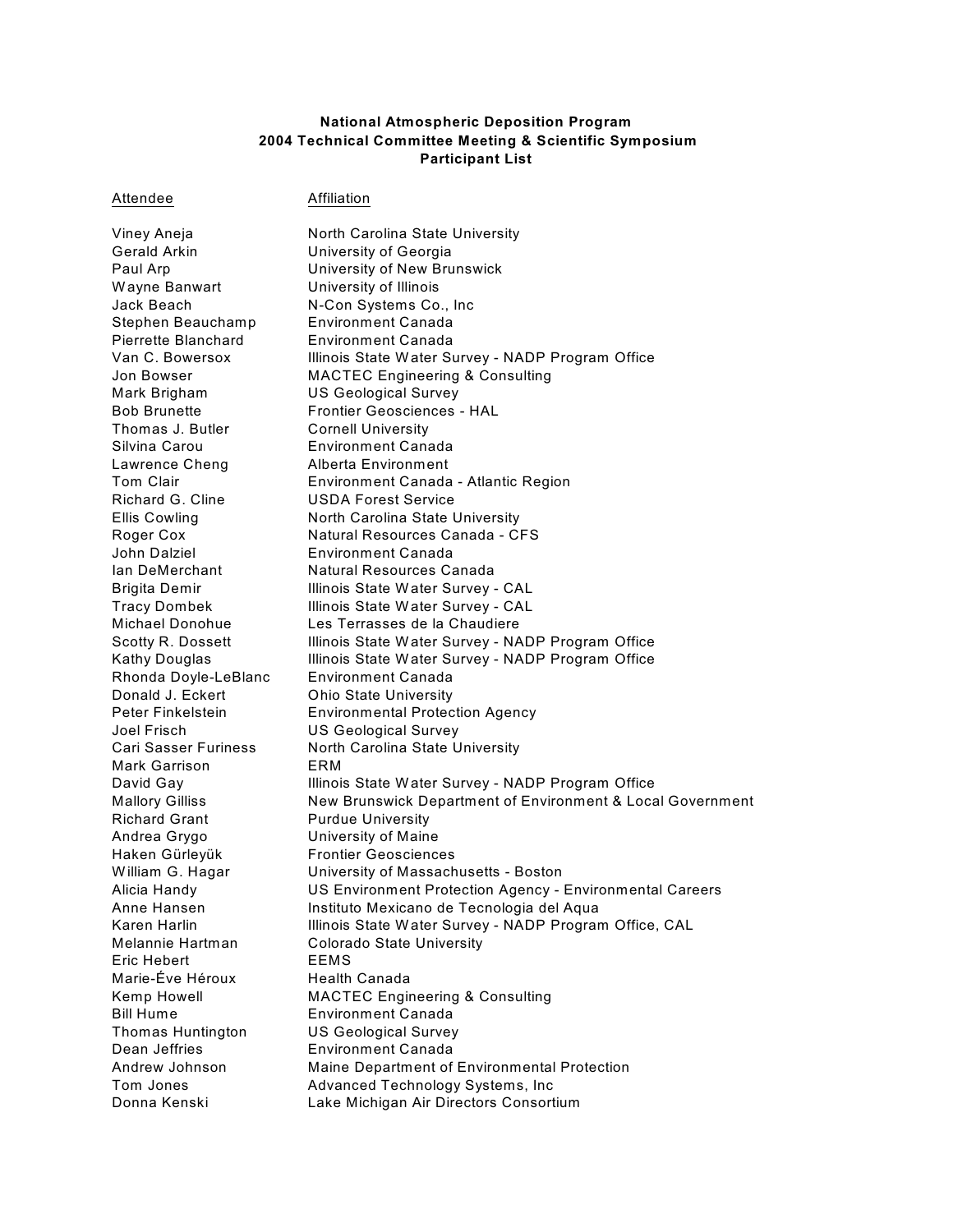**National Atmospheric Deposition Program**
**2004 Technical Committee Meeting & Scientific Symposium**
**Participant List**

| Attendee | Affiliation |
|---|---|
| Viney Aneja | North Carolina State University |
| Gerald Arkin | University of Georgia |
| Paul Arp | University of New Brunswick |
| Wayne Banwart | University of Illinois |
| Jack Beach | N-Con Systems Co., Inc |
| Stephen Beauchamp | Environment Canada |
| Pierrette Blanchard | Environment Canada |
| Van C. Bowersox | Illinois State Water Survey - NADP Program Office |
| Jon Bowser | MACTEC Engineering & Consulting |
| Mark Brigham | US Geological Survey |
| Bob Brunette | Frontier Geosciences - HAL |
| Thomas J. Butler | Cornell University |
| Silvina Carou | Environment Canada |
| Lawrence Cheng | Alberta Environment |
| Tom Clair | Environment Canada - Atlantic Region |
| Richard G. Cline | USDA Forest Service |
| Ellis Cowling | North Carolina State University |
| Roger Cox | Natural Resources Canada - CFS |
| John Dalziel | Environment Canada |
| Ian DeMerchant | Natural Resources Canada |
| Brigita Demir | Illinois State Water Survey - CAL |
| Tracy Dombek | Illinois State Water Survey - CAL |
| Michael Donohue | Les Terrasses de la Chaudiere |
| Scotty R. Dossett | Illinois State Water Survey - NADP Program Office |
| Kathy Douglas | Illinois State Water Survey - NADP Program Office |
| Rhonda Doyle-LeBlanc | Environment Canada |
| Donald J. Eckert | Ohio State University |
| Peter Finkelstein | Environmental Protection Agency |
| Joel Frisch | US Geological Survey |
| Cari Sasser Furiness | North Carolina State University |
| Mark Garrison | ERM |
| David Gay | Illinois State Water Survey - NADP Program Office |
| Mallory Gilliss | New Brunswick Department of Environment & Local Government |
| Richard Grant | Purdue University |
| Andrea Grygo | University of Maine |
| Haken Gürleyük | Frontier Geosciences |
| William G. Hagar | University of Massachusetts - Boston |
| Alicia Handy | US Environment Protection Agency - Environmental Careers |
| Anne Hansen | Instituto Mexicano de Tecnologia del Aqua |
| Karen Harlin | Illinois State Water Survey - NADP Program Office, CAL |
| Melannie Hartman | Colorado State University |
| Eric Hebert | EEMS |
| Marie-Éve Héroux | Health Canada |
| Kemp Howell | MACTEC Engineering & Consulting |
| Bill Hume | Environment Canada |
| Thomas Huntington | US Geological Survey |
| Dean Jeffries | Environment Canada |
| Andrew Johnson | Maine Department of Environmental Protection |
| Tom Jones | Advanced Technology Systems, Inc |
| Donna Kenski | Lake Michigan Air Directors Consortium |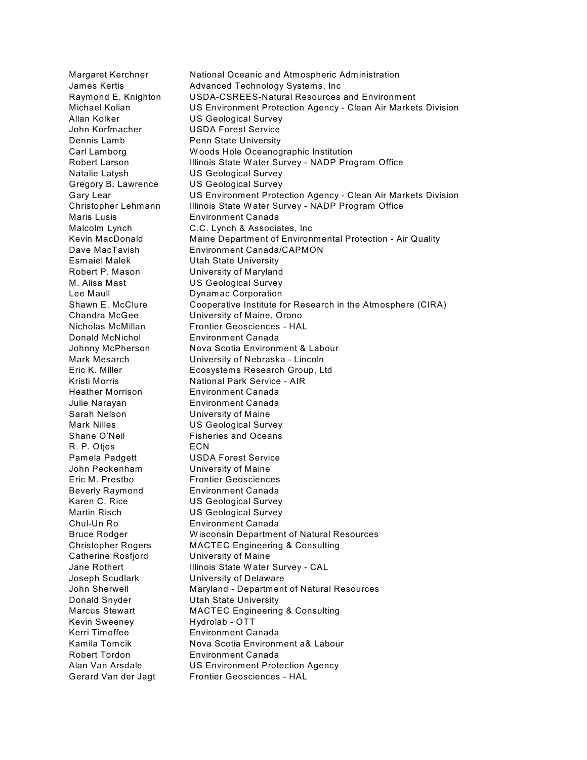| | |
|---|---|
| Margaret Kerchner | National Oceanic and Atmospheric Administration |
| James Kertis | Advanced Technology Systems, Inc |
| Raymond E. Knighton | USDA-CSREES-Natural Resources and Environment |
| Michael Kolian | US Environment Protection Agency - Clean Air Markets Division |
| Allan Kolker | US Geological Survey |
| John Korfmacher | USDA Forest Service |
| Dennis Lamb | Penn State University |
| Carl Lamborg | Woods Hole Oceanographic Institution |
| Robert Larson | Illinois State Water Survey - NADP Program Office |
| Natalie Latysh | US Geological Survey |
| Gregory B. Lawrence | US Geological Survey |
| Gary Lear | US Environment Protection Agency - Clean Air Markets Division |
| Christopher Lehmann | Illinois State Water Survey - NADP Program Office |
| Maris Lusis | Environment Canada |
| Malcolm Lynch | C.C. Lynch & Associates, Inc |
| Kevin MacDonald | Maine Department of Environmental Protection - Air Quality |
| Dave MacTavish | Environment Canada/CAPMON |
| Esmaiel Malek | Utah State University |
| Robert P. Mason | University of Maryland |
| M. Alisa Mast | US Geological Survey |
| Lee Maull | Dynamac Corporation |
| Shawn E. McClure | Cooperative Institute for Research in the Atmosphere (CIRA) |
| Chandra McGee | University of Maine, Orono |
| Nicholas McMillan | Frontier Geosciences - HAL |
| Donald McNichol | Environment Canada |
| Johnny McPherson | Nova Scotia Environment & Labour |
| Mark Mesarch | University of Nebraska - Lincoln |
| Eric K. Miller | Ecosystems Research Group, Ltd |
| Kristi Morris | National Park Service - AIR |
| Heather Morrison | Environment Canada |
| Julie Narayan | Environment Canada |
| Sarah Nelson | University of Maine |
| Mark Nilles | US Geological Survey |
| Shane O'Neil | Fisheries and Oceans |
| R. P. Otjes | ECN |
| Pamela Padgett | USDA Forest Service |
| John Peckenham | University of Maine |
| Eric M. Prestbo | Frontier Geosciences |
| Beverly Raymond | Environment Canada |
| Karen C. Rice | US Geological Survey |
| Martin Risch | US Geological Survey |
| Chul-Un Ro | Environment Canada |
| Bruce Rodger | Wisconsin Department of Natural Resources |
| Christopher Rogers | MACTEC Engineering & Consulting |
| Catherine Rosfjord | University of Maine |
| Jane Rothert | Illinois State Water Survey - CAL |
| Joseph Scudlark | University of Delaware |
| John Sherwell | Maryland - Department of Natural Resources |
| Donald Snyder | Utah State University |
| Marcus Stewart | MACTEC Engineering & Consulting |
| Kevin Sweeney | Hydrolab - OTT |
| Kerri Timoffee | Environment Canada |
| Kamila Tomcik | Nova Scotia Environment a& Labour |
| Robert Tordon | Environment Canada |
| Alan Van Arsdale | US Environment Protection Agency |
| Gerard Van der Jagt | Frontier Geosciences - HAL |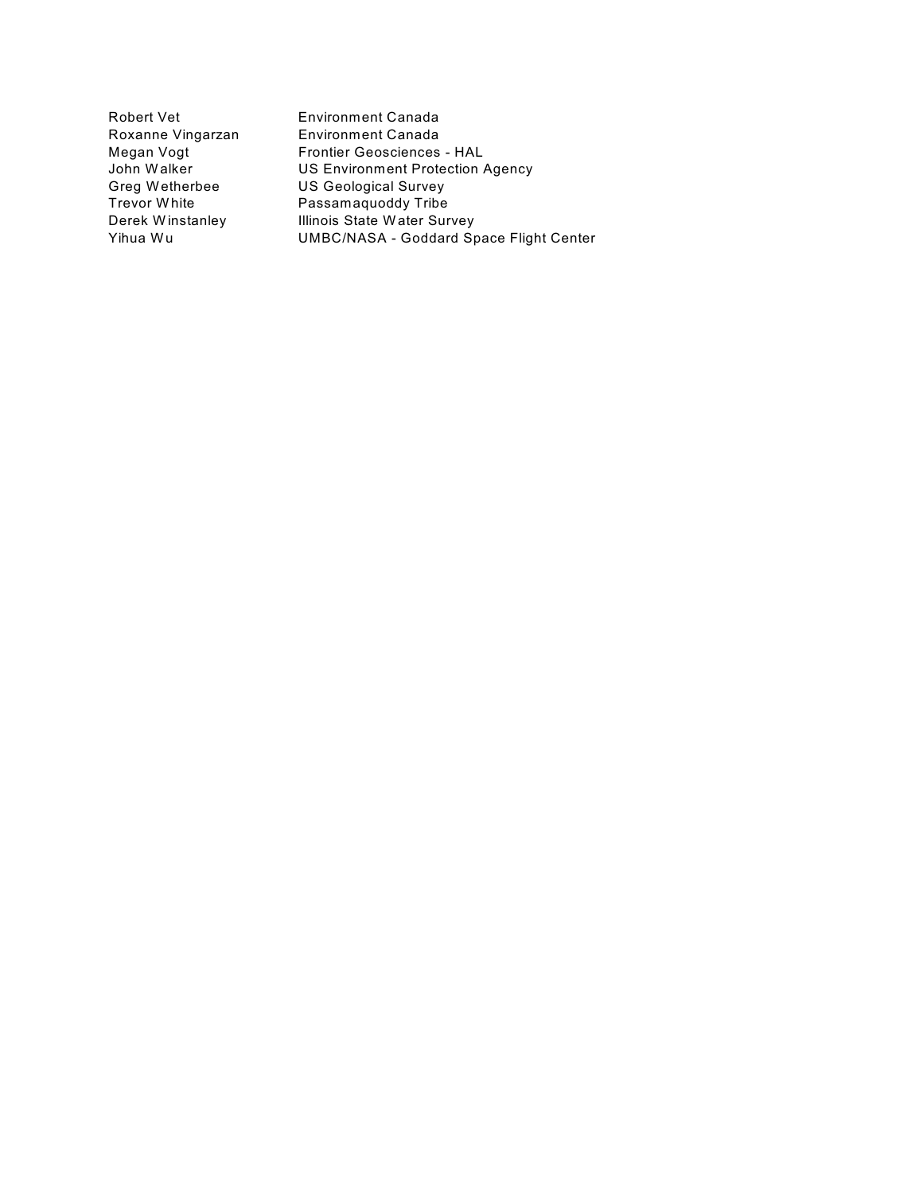| | |
|---|---|
| Robert Vet | Environment Canada |
| Roxanne Vingarzan | Environment Canada |
| Megan Vogt | Frontier Geosciences - HAL |
| John Walker | US Environment Protection Agency |
| Greg Wetherbee | US Geological Survey |
| Trevor White | Passamaquoddy Tribe |
| Derek Winstanley | Illinois State Water Survey |
| Yihua Wu | UMBC/NASA - Goddard Space Flight Center |